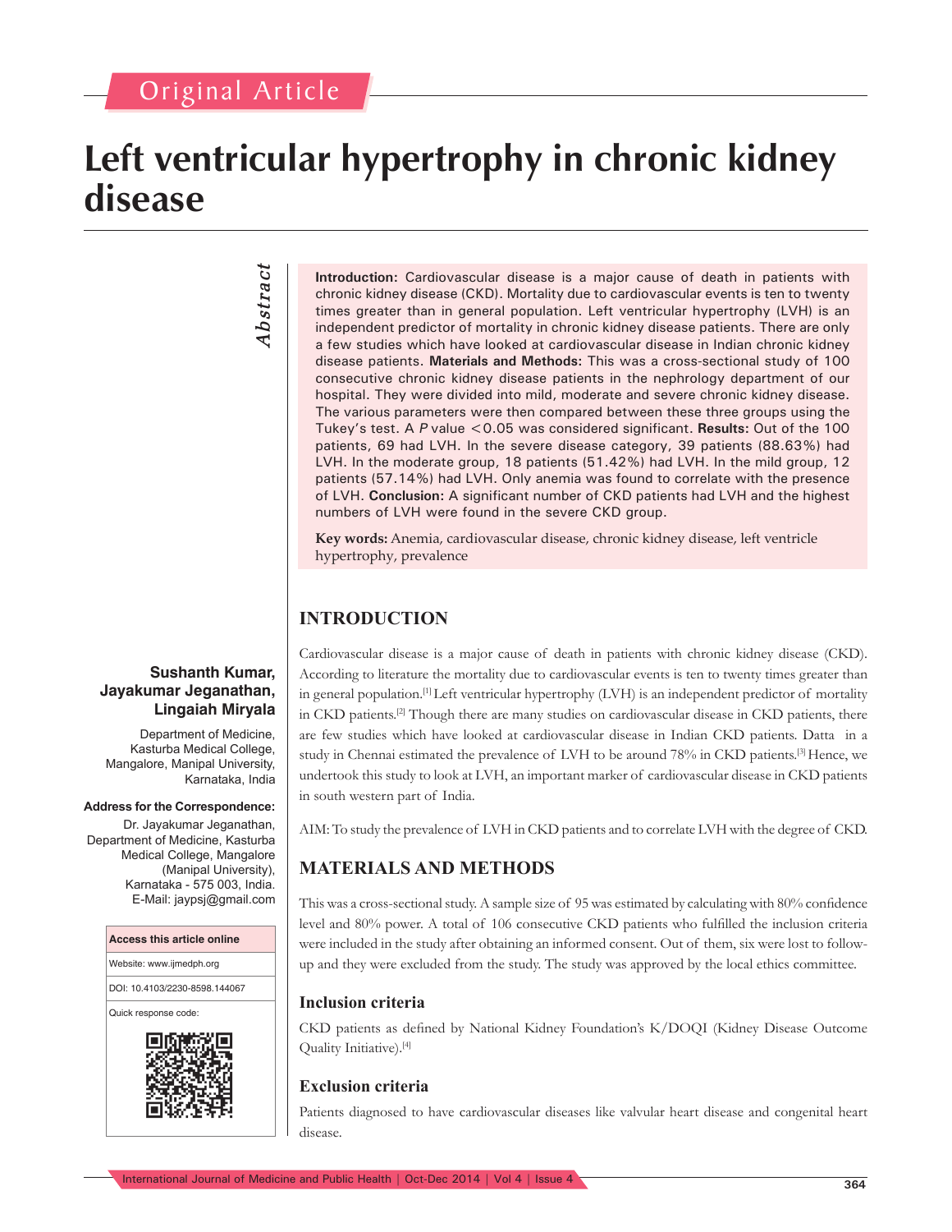Original Article

# Left ventricular hypertrophy in chronic kidney disease

**Sushanth Kumar, Jayakumar Jeganathan, Lingaiah Miryala**

Department of Medicine, Kasturba Medical College, Mangalore, Manipal University, Karnataka, India

**Address for the Correspondence:**
Dr. Jayakumar Jeganathan, Department of Medicine, Kasturba Medical College, Mangalore (Manipal University), Karnataka - 575 003, India.
E-Mail: jaypsj@gmail.com

| Access this article online |
|---|
| Website: www.ijmedph.org |
| DOI: 10.4103/2230-8598.144067 |
| Quick response code: |

## Abstract

**Introduction:** Cardiovascular disease is a major cause of death in patients with chronic kidney disease (CKD). Mortality due to cardiovascular events is ten to twenty times greater than in general population. Left ventricular hypertrophy (LVH) is an independent predictor of mortality in chronic kidney disease patients. There are only a few studies which have looked at cardiovascular disease in Indian chronic kidney disease patients. **Materials and Methods:** This was a cross-sectional study of 100 consecutive chronic kidney disease patients in the nephrology department of our hospital. They were divided into mild, moderate and severe chronic kidney disease. The various parameters were then compared between these three groups using the Tukey's test. A *P* value <0.05 was considered significant. **Results:** Out of the 100 patients, 69 had LVH. In the severe disease category, 39 patients (88.63%) had LVH. In the moderate group, 18 patients (51.42%) had LVH. In the mild group, 12 patients (57.14%) had LVH. Only anemia was found to correlate with the presence of LVH. **Conclusion:** A significant number of CKD patients had LVH and the highest numbers of LVH were found in the severe CKD group.

**Key words:** Anemia, cardiovascular disease, chronic kidney disease, left ventricle hypertrophy, prevalence

## INTRODUCTION

Cardiovascular disease is a major cause of death in patients with chronic kidney disease (CKD). According to literature the mortality due to cardiovascular events is ten to twenty times greater than in general population.[1] Left ventricular hypertrophy (LVH) is an independent predictor of mortality in CKD patients.[2] Though there are many studies on cardiovascular disease in CKD patients, there are few studies which have looked at cardiovascular disease in Indian CKD patients. Datta in a study in Chennai estimated the prevalence of LVH to be around 78% in CKD patients.[3] Hence, we undertook this study to look at LVH, an important marker of cardiovascular disease in CKD patients in south western part of India.

AIM: To study the prevalence of LVH in CKD patients and to correlate LVH with the degree of CKD.

## MATERIALS AND METHODS

This was a cross-sectional study. A sample size of 95 was estimated by calculating with 80% confidence level and 80% power. A total of 106 consecutive CKD patients who fulfilled the inclusion criteria were included in the study after obtaining an informed consent. Out of them, six were lost to follow-up and they were excluded from the study. The study was approved by the local ethics committee.

### Inclusion criteria

CKD patients as defined by National Kidney Foundation's K/DOQI (Kidney Disease Outcome Quality Initiative).[4]

### Exclusion criteria

Patients diagnosed to have cardiovascular diseases like valvular heart disease and congenital heart disease.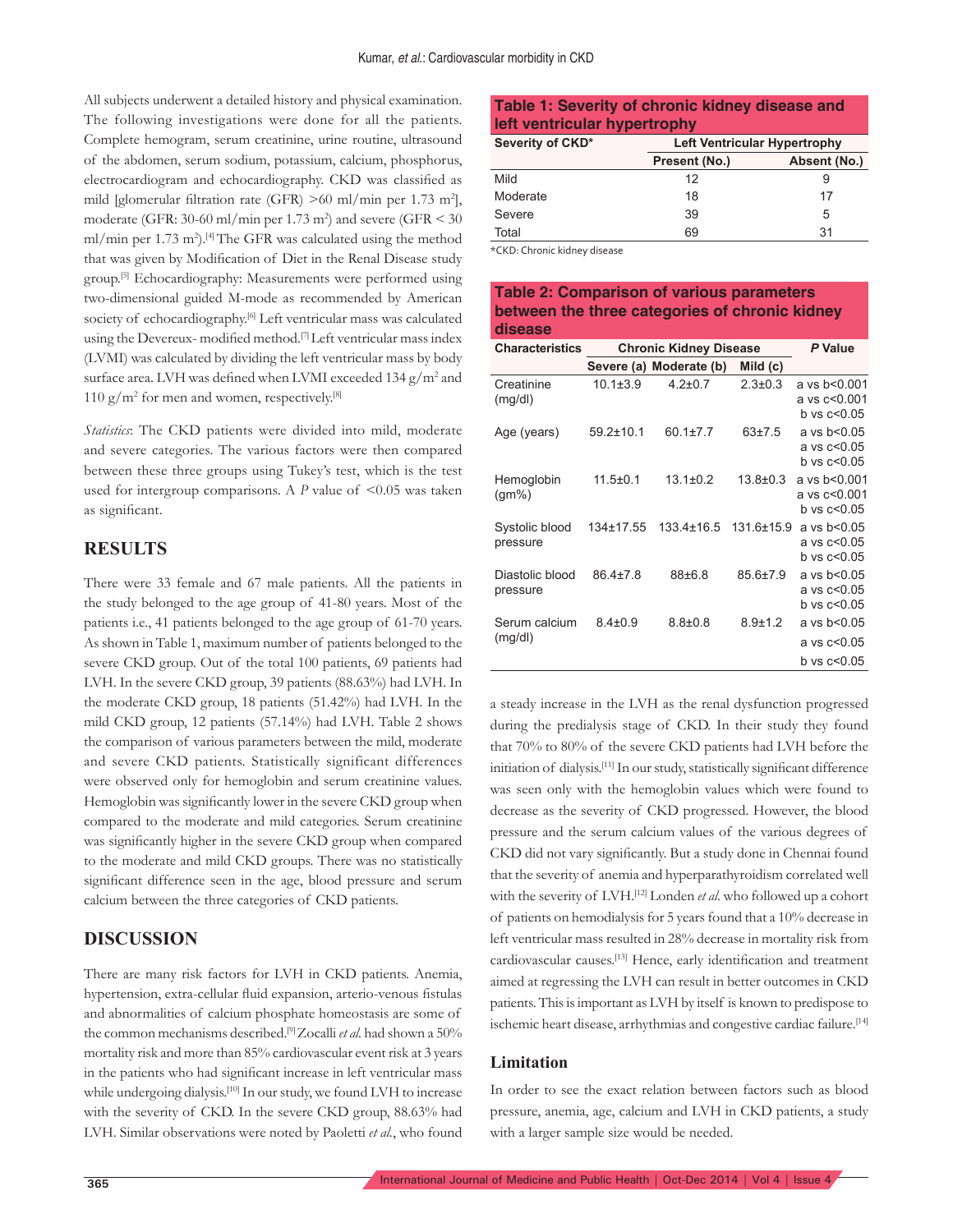All subjects underwent a detailed history and physical examination. The following investigations were done for all the patients. Complete hemogram, serum creatinine, urine routine, ultrasound of the abdomen, serum sodium, potassium, calcium, phosphorus, electrocardiogram and echocardiography. CKD was classified as mild [glomerular filtration rate (GFR) >60 ml/min per 1.73 m$^2$], moderate (GFR: 30-60 ml/min per 1.73 m$^2$) and severe (GFR < 30 ml/min per 1.73 m$^2$).[4] The GFR was calculated using the method that was given by Modification of Diet in the Renal Disease study group.[5] Echocardiography: Measurements were performed using two-dimensional guided M-mode as recommended by American society of echocardiography.[6] Left ventricular mass was calculated using the Devereux- modified method.[7] Left ventricular mass index (LVMI) was calculated by dividing the left ventricular mass by body surface area. LVH was defined when LVMI exceeded 134 g/m$^2$ and 110 g/m$^2$ for men and women, respectively.[8]

*Statistics*: The CKD patients were divided into mild, moderate and severe categories. The various factors were then compared between these three groups using Tukey's test, which is the test used for intergroup comparisons. A *P* value of <0.05 was taken as significant.

## RESULTS

There were 33 female and 67 male patients. All the patients in the study belonged to the age group of 41-80 years. Most of the patients i.e., 41 patients belonged to the age group of 61-70 years. As shown in Table 1, maximum number of patients belonged to the severe CKD group. Out of the total 100 patients, 69 patients had LVH. In the severe CKD group, 39 patients (88.63%) had LVH. In the moderate CKD group, 18 patients (51.42%) had LVH. In the mild CKD group, 12 patients (57.14%) had LVH. Table 2 shows the comparison of various parameters between the mild, moderate and severe CKD patients. Statistically significant differences were observed only for hemoglobin and serum creatinine values. Hemoglobin was significantly lower in the severe CKD group when compared to the moderate and mild categories. Serum creatinine was significantly higher in the severe CKD group when compared to the moderate and mild CKD groups. There was no statistically significant difference seen in the age, blood pressure and serum calcium between the three categories of CKD patients.

**Table 1: Severity of chronic kidney disease and left ventricular hypertrophy**

| Severity of CKD* | Left Ventricular Hypertrophy | |
|---|---|---|
| | Present (No.) | Absent (No.) |
| Mild | 12 | 9 |
| Moderate | 18 | 17 |
| Severe | 39 | 5 |
| Total | 69 | 31 |

*CKD: Chronic kidney disease

**Table 2: Comparison of various parameters between the three categories of chronic kidney disease**

| Characteristics | Chronic Kidney Disease | | | *P* Value |
|---|---|---|---|---|
| | Severe (a) | Moderate (b) | Mild (c) | |
| Creatinine (mg/dl) | 10.1±3.9 | 4.2±0.7 | 2.3±0.3 | a vs b<0.001 a vs c<0.001 b vs c<0.05 |
| Age (years) | 59.2±10.1 | 60.1±7.7 | 63±7.5 | a vs b<0.05 a vs c<0.05 b vs c<0.05 |
| Hemoglobin (gm%) | 11.5±0.1 | 13.1±0.2 | 13.8±0.3 | a vs b<0.001 a vs c<0.001 b vs c<0.05 |
| Systolic blood pressure | 134±17.55 | 133.4±16.5 | 131.6±15.9 | a vs b<0.05 a vs c<0.05 b vs c<0.05 |
| Diastolic blood pressure | 86.4±7.8 | 88±6.8 | 85.6±7.9 | a vs b<0.05 a vs c<0.05 b vs c<0.05 |
| Serum calcium (mg/dl) | 8.4±0.9 | 8.8±0.8 | 8.9±1.2 | a vs b<0.05 a vs c<0.05 b vs c<0.05 |

## DISCUSSION

There are many risk factors for LVH in CKD patients. Anemia, hypertension, extra-cellular fluid expansion, arterio-venous fistulas and abnormalities of calcium phosphate homeostasis are some of the common mechanisms described.[9] Zocalli *et al.* had shown a 50% mortality risk and more than 85% cardiovascular event risk at 3 years in the patients who had significant increase in left ventricular mass while undergoing dialysis.[10] In our study, we found LVH to increase with the severity of CKD. In the severe CKD group, 88.63% had LVH. Similar observations were noted by Paoletti *et al.*, who found a steady increase in the LVH as the renal dysfunction progressed during the predialysis stage of CKD. In their study they found that 70% to 80% of the severe CKD patients had LVH before the initiation of dialysis.[11] In our study, statistically significant difference was seen only with the hemoglobin values which were found to decrease as the severity of CKD progressed. However, the blood pressure and the serum calcium values of the various degrees of CKD did not vary significantly. But a study done in Chennai found that the severity of anemia and hyperparathyroidism correlated well with the severity of LVH.[12] Londen *et al.* who followed up a cohort of patients on hemodialysis for 5 years found that a 10% decrease in left ventricular mass resulted in 28% decrease in mortality risk from cardiovascular causes.[13] Hence, early identification and treatment aimed at regressing the LVH can result in better outcomes in CKD patients. This is important as LVH by itself is known to predispose to ischemic heart disease, arrhythmias and congestive cardiac failure.[14]

### Limitation

In order to see the exact relation between factors such as blood pressure, anemia, age, calcium and LVH in CKD patients, a study with a larger sample size would be needed.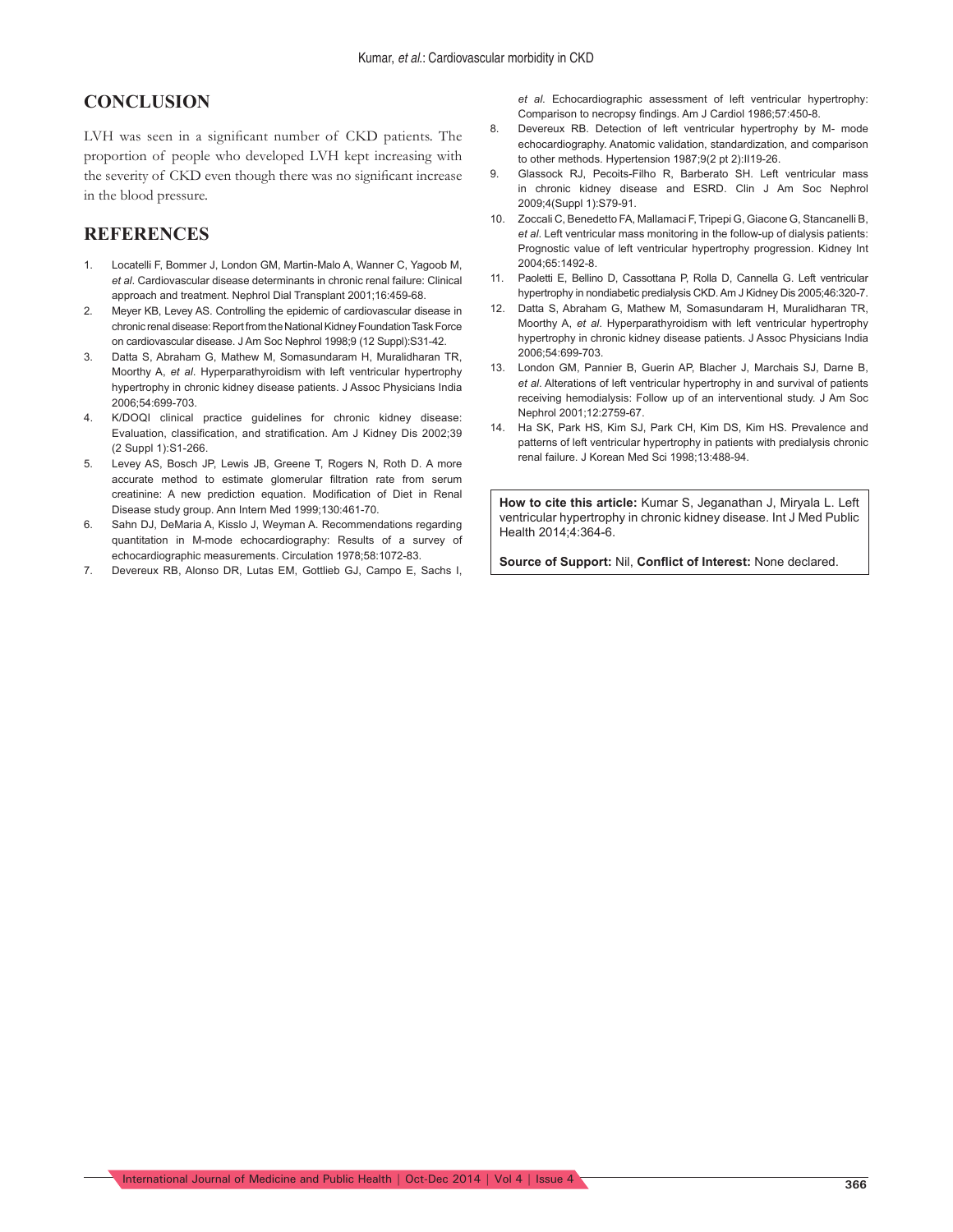## CONCLUSION

LVH was seen in a significant number of CKD patients. The proportion of people who developed LVH kept increasing with the severity of CKD even though there was no significant increase in the blood pressure.

## REFERENCES

1. Locatelli F, Bommer J, London GM, Martin-Malo A, Wanner C, Yagoob M, *et al*. Cardiovascular disease determinants in chronic renal failure: Clinical approach and treatment. Nephrol Dial Transplant 2001;16:459-68.
2. Meyer KB, Levey AS. Controlling the epidemic of cardiovascular disease in chronic renal disease: Report from the National Kidney Foundation Task Force on cardiovascular disease. J Am Soc Nephrol 1998;9 (12 Suppl):S31-42.
3. Datta S, Abraham G, Mathew M, Somasundaram H, Muralidharan TR, Moorthy A, *et al*. Hyperparathyroidism with left ventricular hypertrophy hypertrophy in chronic kidney disease patients. J Assoc Physicians India 2006;54:699-703.
4. K/DOQI clinical practice guidelines for chronic kidney disease: Evaluation, classification, and stratification. Am J Kidney Dis 2002;39 (2 Suppl 1):S1-266.
5. Levey AS, Bosch JP, Lewis JB, Greene T, Rogers N, Roth D. A more accurate method to estimate glomerular filtration rate from serum creatinine: A new prediction equation. Modification of Diet in Renal Disease study group. Ann Intern Med 1999;130:461-70.
6. Sahn DJ, DeMaria A, Kisslo J, Weyman A. Recommendations regarding quantitation in M-mode echocardiography: Results of a survey of echocardiographic measurements. Circulation 1978;58:1072-83.
7. Devereux RB, Alonso DR, Lutas EM, Gottlieb GJ, Campo E, Sachs I, *et al*. Echocardiographic assessment of left ventricular hypertrophy: Comparison to necropsy findings. Am J Cardiol 1986;57:450-8.
8. Devereux RB. Detection of left ventricular hypertrophy by M- mode echocardiography. Anatomic validation, standardization, and comparison to other methods. Hypertension 1987;9(2 pt 2):II19-26.
9. Glassock RJ, Pecoits-Filho R, Barberato SH. Left ventricular mass in chronic kidney disease and ESRD. Clin J Am Soc Nephrol 2009;4(Suppl 1):S79-91.
10. Zoccali C, Benedetto FA, Mallamaci F, Tripepi G, Giacone G, Stancanelli B, *et al*. Left ventricular mass monitoring in the follow-up of dialysis patients: Prognostic value of left ventricular hypertrophy progression. Kidney Int 2004;65:1492-8.
11. Paoletti E, Bellino D, Cassottana P, Rolla D, Cannella G. Left ventricular hypertrophy in nondiabetic predialysis CKD. Am J Kidney Dis 2005;46:320-7.
12. Datta S, Abraham G, Mathew M, Somasundaram H, Muralidharan TR, Moorthy A, *et al*. Hyperparathyroidism with left ventricular hypertrophy hypertrophy in chronic kidney disease patients. J Assoc Physicians India 2006;54:699-703.
13. London GM, Pannier B, Guerin AP, Blacher J, Marchais SJ, Darne B, *et al*. Alterations of left ventricular hypertrophy in and survival of patients receiving hemodialysis: Follow up of an interventional study. J Am Soc Nephrol 2001;12:2759-67.
14. Ha SK, Park HS, Kim SJ, Park CH, Kim DS, Kim HS. Prevalence and patterns of left ventricular hypertrophy in patients with predialysis chronic renal failure. J Korean Med Sci 1998;13:488-94.

**How to cite this article:** Kumar S, Jeganathan J, Miryala L. Left ventricular hypertrophy in chronic kidney disease. Int J Med Public Health 2014;4:364-6.

**Source of Support:** Nil, **Conflict of Interest:** None declared.